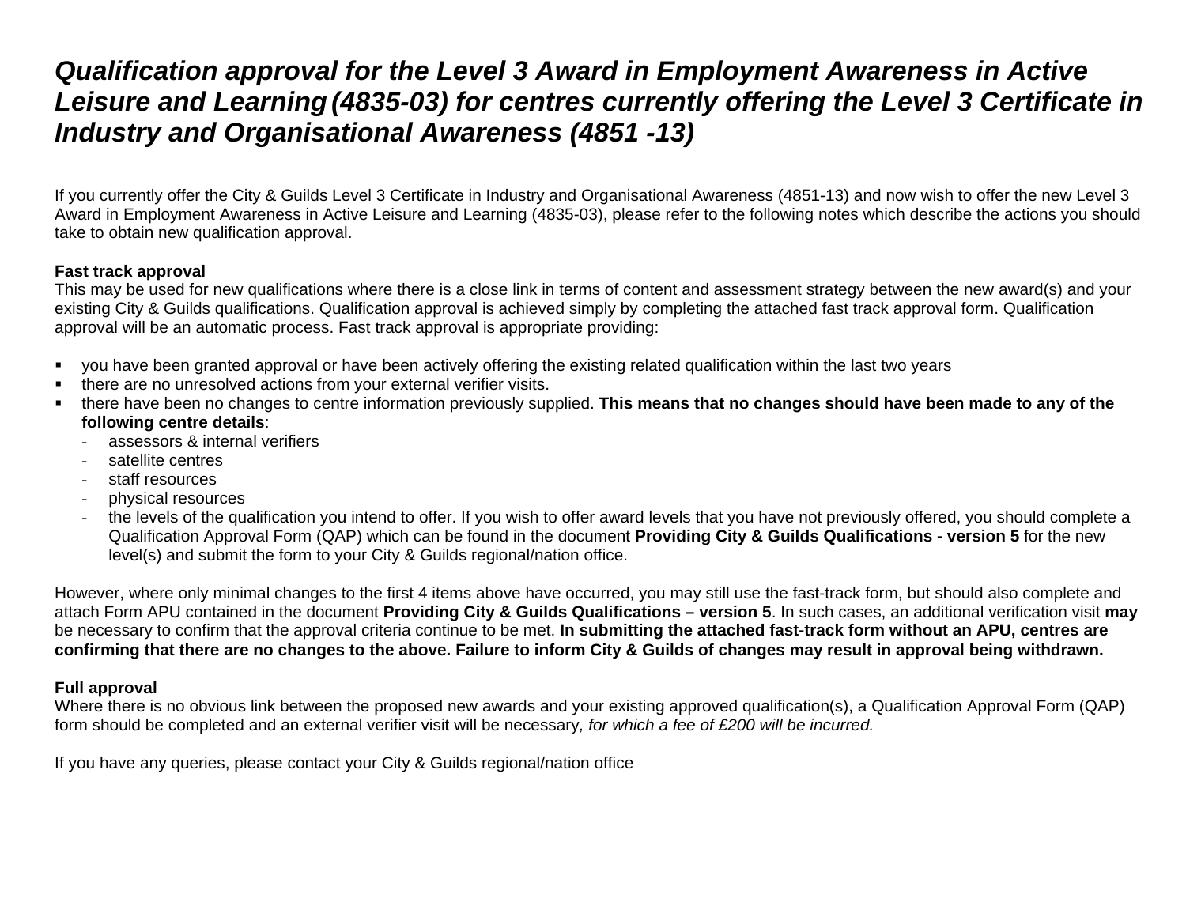# *Qualification approval for the Level 3 Award in Employment Awareness in Active Leisure and Learning (4835-03) for centres currently offering the Level 3 Certificate in Industry and Organisational Awareness (4851 -13)*

If you currently offer the City & Guilds Level 3 Certificate in Industry and Organisational Awareness (4851-13) and now wish to offer the new Level 3 Award in Employment Awareness in Active Leisure and Learning (4835-03), please refer to the following notes which describe the actions you should take to obtain new qualification approval.

**Fast track approval**
This may be used for new qualifications where there is a close link in terms of content and assessment strategy between the new award(s) and your existing City & Guilds qualifications. Qualification approval is achieved simply by completing the attached fast track approval form. Qualification approval will be an automatic process. Fast track approval is appropriate providing:

- you have been granted approval or have been actively offering the existing related qualification within the last two years
- there are no unresolved actions from your external verifier visits.
- there have been no changes to centre information previously supplied. **This means that no changes should have been made to any of the following centre details**:
  - assessors & internal verifiers
  - satellite centres
  - staff resources
  - physical resources
  - the levels of the qualification you intend to offer. If you wish to offer award levels that you have not previously offered, you should complete a Qualification Approval Form (QAP) which can be found in the document **Providing City & Guilds Qualifications - version 5** for the new level(s) and submit the form to your City & Guilds regional/nation office.

However, where only minimal changes to the first 4 items above have occurred, you may still use the fast-track form, but should also complete and attach Form APU contained in the document **Providing City & Guilds Qualifications – version 5**. In such cases, an additional verification visit **may** be necessary to confirm that the approval criteria continue to be met. **In submitting the attached fast-track form without an APU, centres are confirming that there are no changes to the above. Failure to inform City & Guilds of changes may result in approval being withdrawn.**

**Full approval**
Where there is no obvious link between the proposed new awards and your existing approved qualification(s), a Qualification Approval Form (QAP) form should be completed and an external verifier visit will be necessary*, for which a fee of £200 will be incurred.*

If you have any queries, please contact your City & Guilds regional/nation office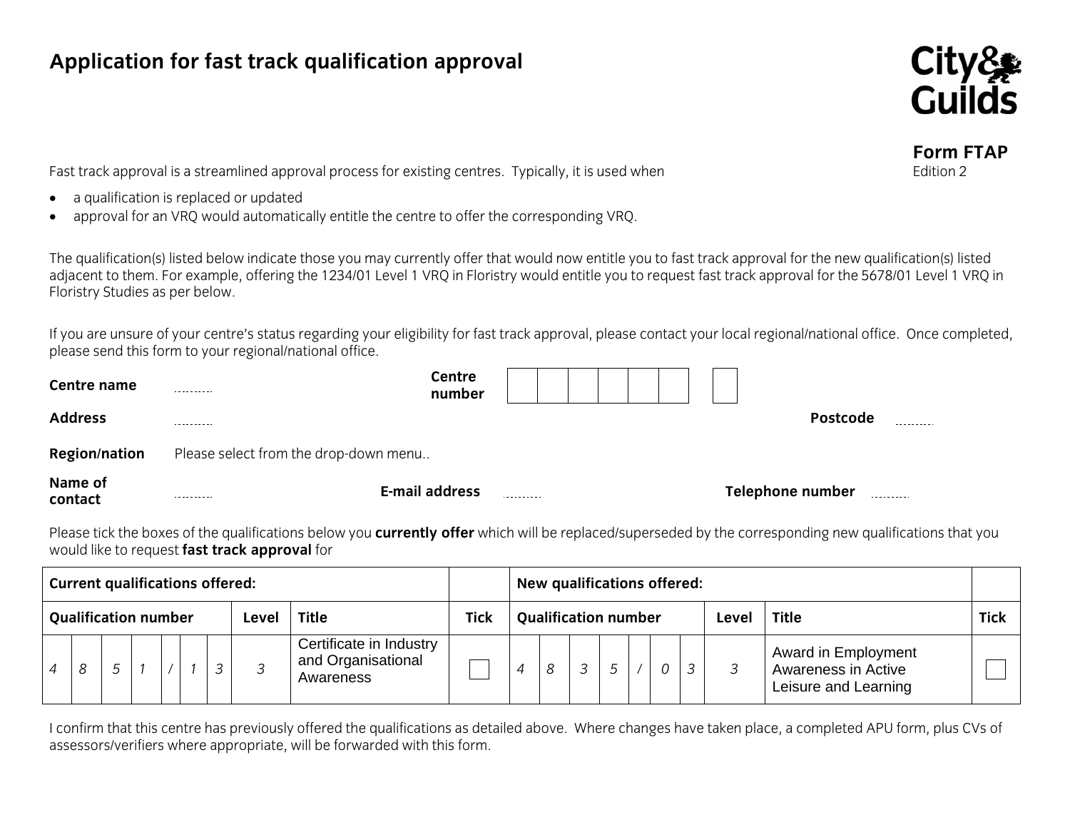# Application for fast track qualification approval

**Form FTAP**
Edition 2

Fast track approval is a streamlined approval process for existing centres. Typically, it is used when

- a qualification is replaced or updated
- approval for an VRQ would automatically entitle the centre to offer the corresponding VRQ.

The qualification(s) listed below indicate those you may currently offer that would now entitle you to fast track approval for the new qualification(s) listed adjacent to them. For example, offering the 1234/01 Level 1 VRQ in Floristry would entitle you to request fast track approval for the 5678/01 Level 1 VRQ in Floristry Studies as per below.

If you are unsure of your centre's status regarding your eligibility for fast track approval, please contact your local regional/national office. Once completed, please send this form to your regional/national office.

**Centre name** .......... **Centre number** | | | | | | | | |

**Address** .......... **Postcode** ..........

**Region/nation** Please select from the drop-down menu..

**Name of contact** .......... **E-mail address** .......... **Telephone number** ..........

Please tick the boxes of the qualifications below you **currently offer** which will be replaced/superseded by the corresponding new qualifications that you would like to request **fast track approval** for

| **Current qualifications offered:** | | | | **New qualifications offered:** | | | |
|---|---|---|---|---|---|---|---|
| **Qualification number** | **Level** | **Title** | **Tick** | **Qualification number** | **Level** | **Title** | **Tick** |
| *4851/13* | *3* | Certificate in Industry and Organisational Awareness | ☐ | *4835/03* | *3* | Award in Employment Awareness in Active Leisure and Learning | ☐ |

I confirm that this centre has previously offered the qualifications as detailed above. Where changes have taken place, a completed APU form, plus CVs of assessors/verifiers where appropriate, will be forwarded with this form.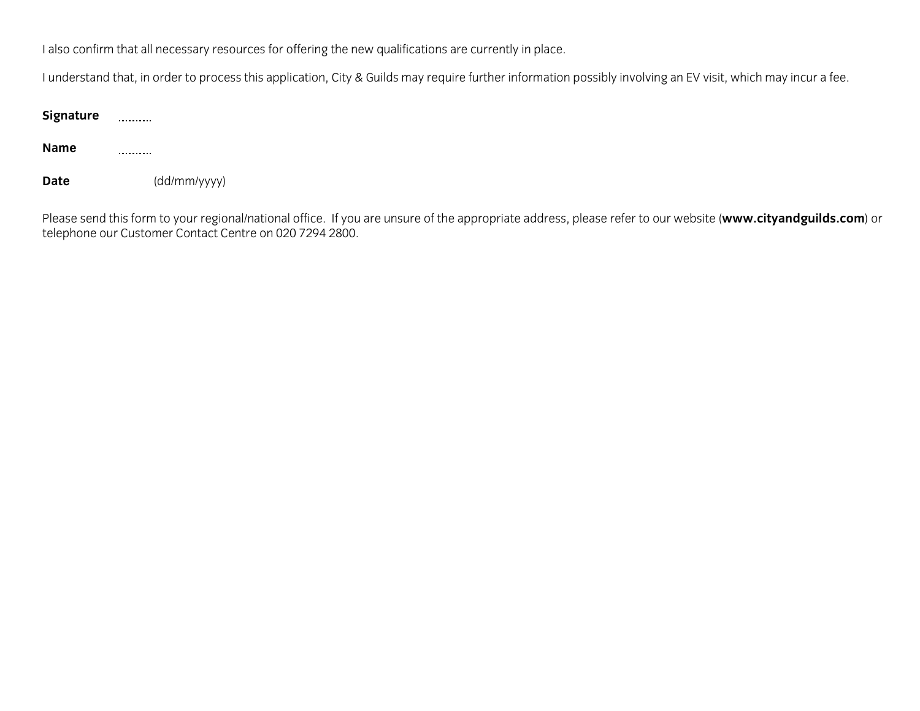I also confirm that all necessary resources for offering the new qualifications are currently in place.

I understand that, in order to process this application, City & Guilds may require further information possibly involving an EV visit, which may incur a fee.

**Signature** ..........

**Name** ..........

**Date** (dd/mm/yyyy)

Please send this form to your regional/national office. If you are unsure of the appropriate address, please refer to our website (**www.cityandguilds.com**) or telephone our Customer Contact Centre on 020 7294 2800.